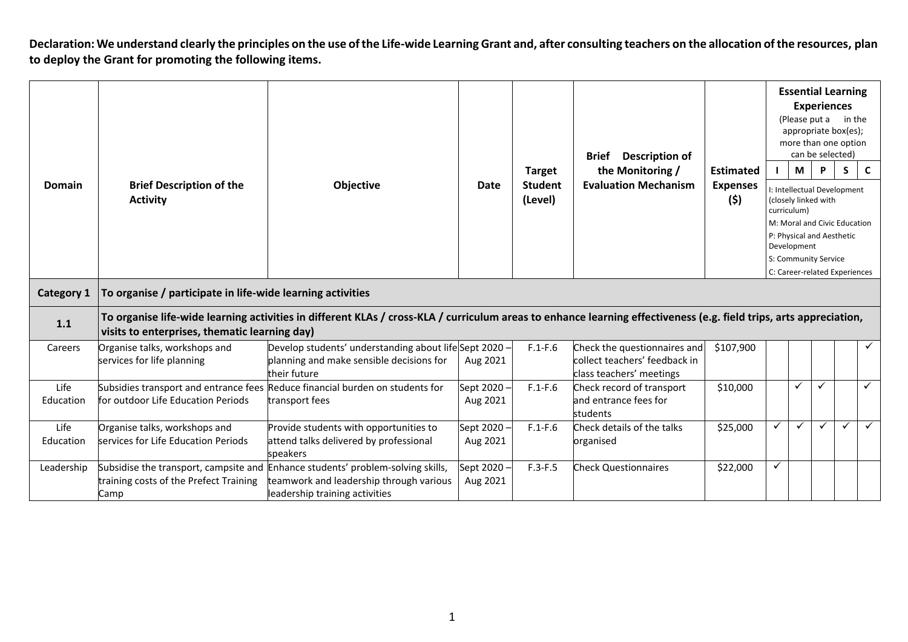**Declaration: We understand clearly the principles on the use of the Life-wide Learning Grant and, after consulting teachers on the allocation of the resources, plan to deploy the Grant for promoting the following items.**

| Domain | Brief Description of the Activity | Objective | Date | Target Student (Level) | Brief Description of the Monitoring / Evaluation Mechanism | Estimated Expenses ($) | Essential Learning Experiences (Please put a ✓ in the appropriate box(es); more than one option can be selected) | | | | |
|---|---|---|---|---|---|---|---|---|---|---|---|
| | | | | | | | I | M | P | S | C |
| | | | | | | | I: Intellectual Development (closely linked with curriculum) M: Moral and Civic Education P: Physical and Aesthetic Development S: Community Service C: Career-related Experiences | | | | |
| **Category 1** | **To organise / participate in life-wide learning activities** | | | | | | | | | | |
| **1.1** | **To organise life-wide learning activities in different KLAs / cross-KLA / curriculum areas to enhance learning effectiveness (e.g. field trips, arts appreciation, visits to enterprises, thematic learning day)** | | | | | | | | | | |
| Careers | Organise talks, workshops and services for life planning | Develop students' understanding about life planning and make sensible decisions for their future | Sept 2020 – Aug 2021 | F.1-F.6 | Check the questionnaires and collect teachers' feedback in class teachers' meetings | $107,900 | | | | | ✓ |
| Life Education | Subsidies transport and entrance fees for outdoor Life Education Periods | Reduce financial burden on students for transport fees | Sept 2020 – Aug 2021 | F.1-F.6 | Check record of transport and entrance fees for students | $10,000 | | ✓ | ✓ | | ✓ |
| Life Education | Organise talks, workshops and services for Life Education Periods | Provide students with opportunities to attend talks delivered by professional speakers | Sept 2020 – Aug 2021 | F.1-F.6 | Check details of the talks organised | $25,000 | ✓ | ✓ | ✓ | ✓ | ✓ |
| Leadership | Subsidise the transport, campsite and training costs of the Prefect Training Camp | Enhance students' problem-solving skills, teamwork and leadership through various leadership training activities | Sept 2020 – Aug 2021 | F.3-F.5 | Check Questionnaires | $22,000 | ✓ | | | | |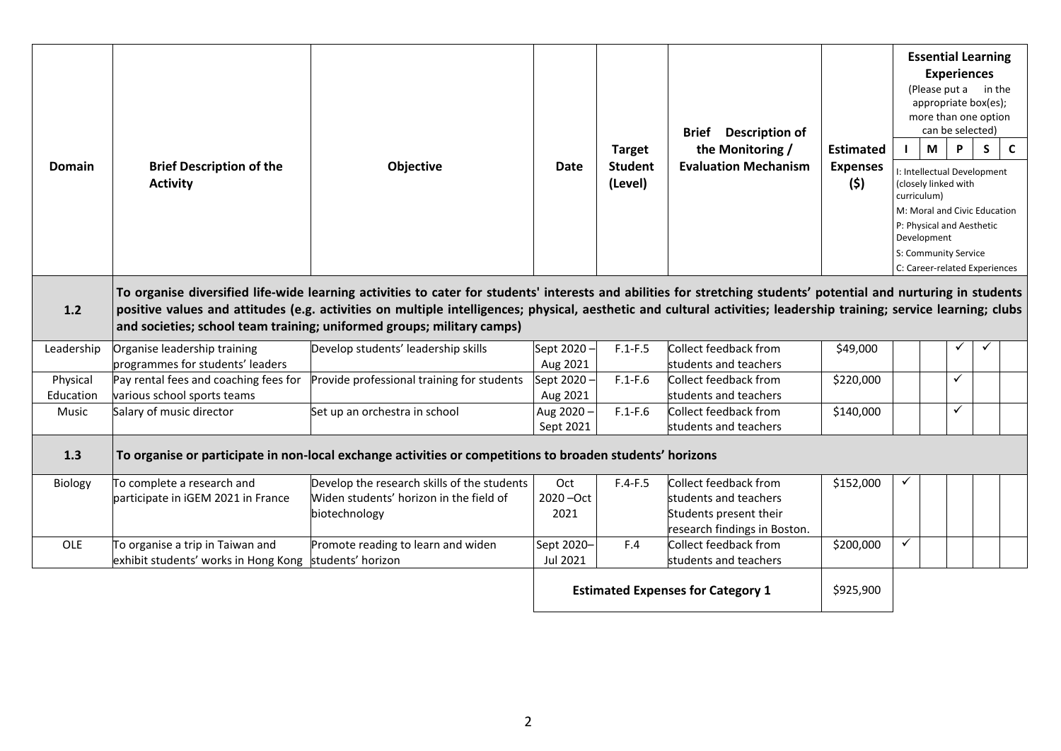| Domain | Brief Description of the Activity | Objective | Date | Target Student (Level) | Brief Description of the Monitoring / Evaluation Mechanism | Estimated Expenses ($) | Essential Learning Experiences (Please put a in the appropriate box(es); more than one option can be selected) | | | | |
|---|---|---|---|---|---|---|---|---|---|---|---|
| | | | | | | | I | M | P | S | C |
| | | | | | | | I: Intellectual Development (closely linked with curriculum) M: Moral and Civic Education P: Physical and Aesthetic Development S: Community Service C: Career-related Experiences | | | | |
| **1.2** | **To organise diversified life-wide learning activities to cater for students' interests and abilities for stretching students' potential and nurturing in students positive values and attitudes (e.g. activities on multiple intelligences; physical, aesthetic and cultural activities; leadership training; service learning; clubs and societies; school team training; uniformed groups; military camps)** | | | | | | | | | | |
| Leadership | Organise leadership training programmes for students' leaders | Develop students' leadership skills | Sept 2020 – Aug 2021 | F.1-F.5 | Collect feedback from students and teachers | $49,000 | | | ✓ | ✓ | |
| Physical Education | Pay rental fees and coaching fees for various school sports teams | Provide professional training for students | Sept 2020 – Aug 2021 | F.1-F.6 | Collect feedback from students and teachers | $220,000 | | | ✓ | | |
| Music | Salary of music director | Set up an orchestra in school | Aug 2020 – Sept 2021 | F.1-F.6 | Collect feedback from students and teachers | $140,000 | | | ✓ | | |
| **1.3** | **To organise or participate in non-local exchange activities or competitions to broaden students' horizons** | | | | | | | | | | |
| Biology | To complete a research and participate in iGEM 2021 in France | Develop the research skills of the students Widen students' horizon in the field of biotechnology | Oct 2020 –Oct 2021 | F.4-F.5 | Collect feedback from students and teachers Students present their research findings in Boston. | $152,000 | ✓ | | | | |
| OLE | To organise a trip in Taiwan and exhibit students' works in Hong Kong | Promote reading to learn and widen students' horizon | Sept 2020– Jul 2021 | F.4 | Collect feedback from students and teachers | $200,000 | ✓ | | | | |
| | | | **Estimated Expenses for Category 1** | | | $925,900 | | | | | |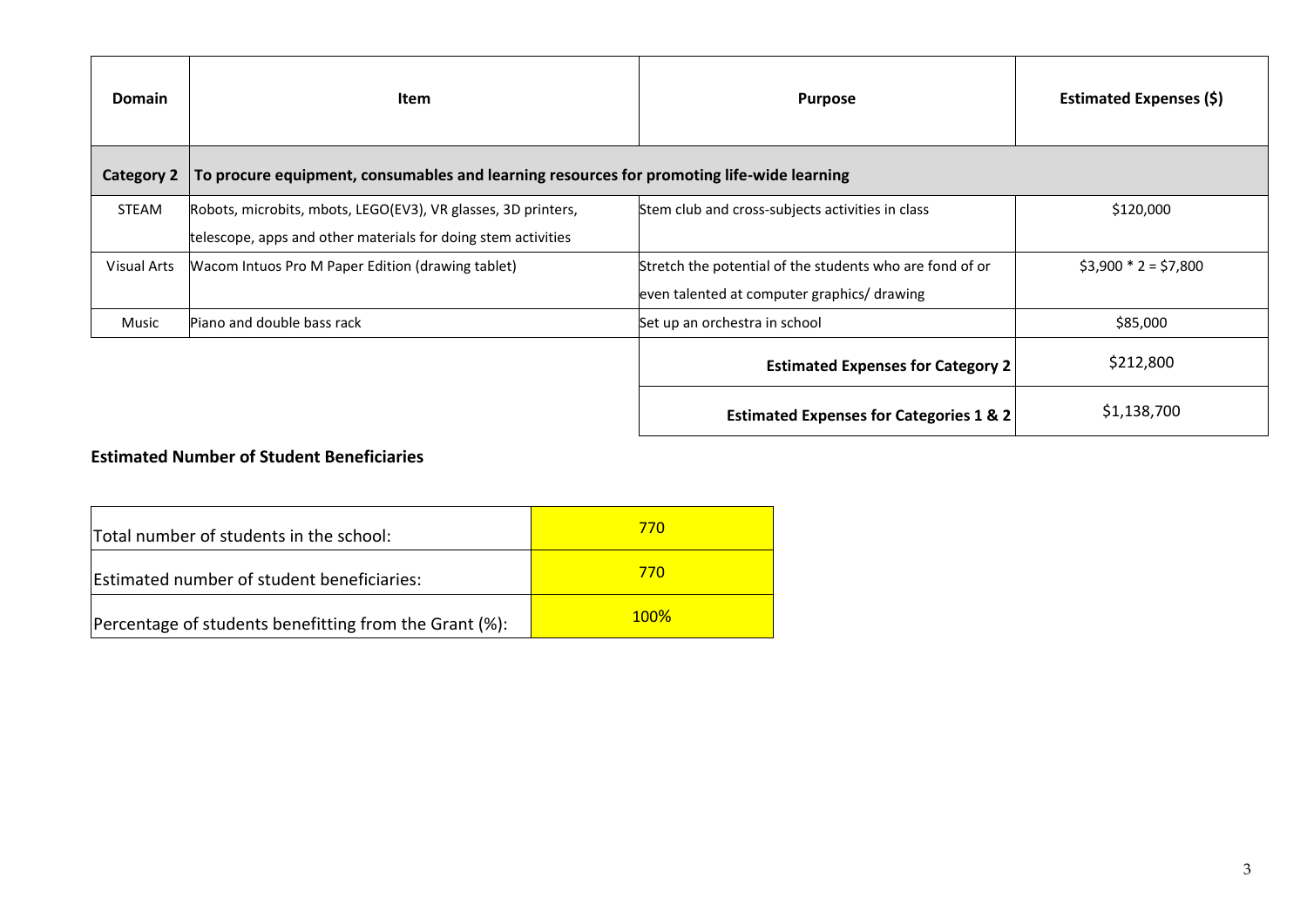| Domain | Item | Purpose | Estimated Expenses ($) |
|---|---|---|---|
| **Category 2** | **To procure equipment, consumables and learning resources for promoting life-wide learning** | | |
| STEAM | Robots, microbits, mbots, LEGO(EV3), VR glasses, 3D printers, telescope, apps and other materials for doing stem activities | Stem club and cross-subjects activities in class | $120,000 |
| Visual Arts | Wacom Intuos Pro M Paper Edition (drawing tablet) | Stretch the potential of the students who are fond of or even talented at computer graphics/ drawing | $3,900 * 2 = $7,800 |
| Music | Piano and double bass rack | Set up an orchestra in school | $85,000 |
| | | **Estimated Expenses for Category 2** | $212,800 |
| | | **Estimated Expenses for Categories 1 & 2** | $1,138,700 |

**Estimated Number of Student Beneficiaries**

| | |
|---|---|
| Total number of students in the school: | 770 |
| Estimated number of student beneficiaries: | 770 |
| Percentage of students benefitting from the Grant (%): | 100% |